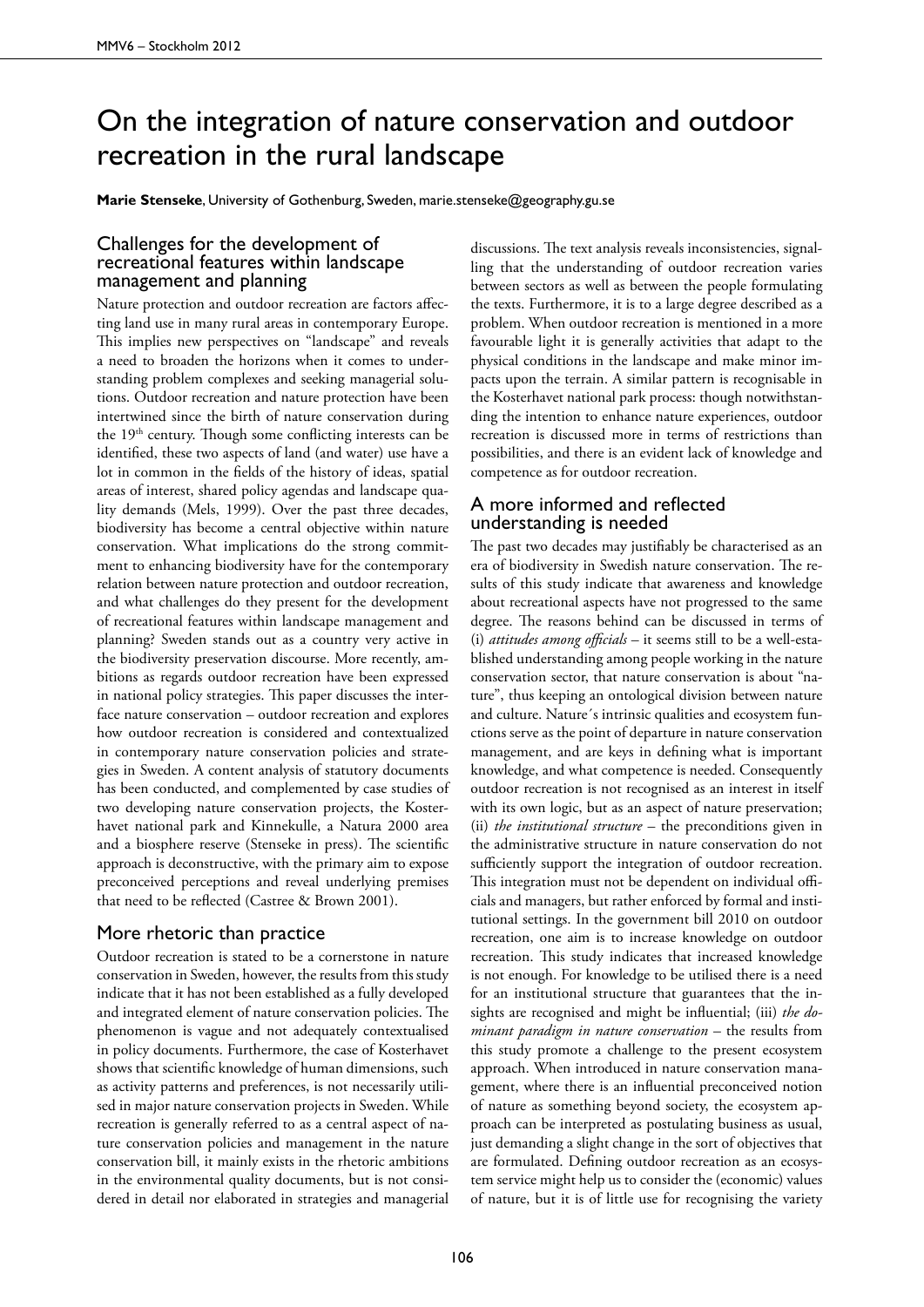# On the integration of nature conservation and outdoor recreation in the rural landscape

**Marie Stenseke**, University of Gothenburg, Sweden, marie.stenseke@geography.gu.se

## Challenges for the development of recreational features within landscape management and planning

Nature protection and outdoor recreation are factors affecting land use in many rural areas in contemporary Europe. This implies new perspectives on "landscape" and reveals a need to broaden the horizons when it comes to understanding problem complexes and seeking managerial solutions. Outdoor recreation and nature protection have been intertwined since the birth of nature conservation during the 19th century. Though some conflicting interests can be identified, these two aspects of land (and water) use have a lot in common in the fields of the history of ideas, spatial areas of interest, shared policy agendas and landscape quality demands (Mels, 1999). Over the past three decades, biodiversity has become a central objective within nature conservation. What implications do the strong commitment to enhancing biodiversity have for the contemporary relation between nature protection and outdoor recreation, and what challenges do they present for the development of recreational features within landscape management and planning? Sweden stands out as a country very active in the biodiversity preservation discourse. More recently, ambitions as regards outdoor recreation have been expressed in national policy strategies. This paper discusses the interface nature conservation – outdoor recreation and explores how outdoor recreation is considered and contextualized in contemporary nature conservation policies and strategies in Sweden. A content analysis of statutory documents has been conducted, and complemented by case studies of two developing nature conservation projects, the Kosterhavet national park and Kinnekulle, a Natura 2000 area and a biosphere reserve (Stenseke in press). The scientific approach is deconstructive, with the primary aim to expose preconceived perceptions and reveal underlying premises that need to be reflected (Castree & Brown 2001).

## More rhetoric than practice

Outdoor recreation is stated to be a cornerstone in nature conservation in Sweden, however, the results from this study indicate that it has not been established as a fully developed and integrated element of nature conservation policies. The phenomenon is vague and not adequately contextualised in policy documents. Furthermore, the case of Kosterhavet shows that scientific knowledge of human dimensions, such as activity patterns and preferences, is not necessarily utilised in major nature conservation projects in Sweden. While recreation is generally referred to as a central aspect of nature conservation policies and management in the nature conservation bill, it mainly exists in the rhetoric ambitions in the environmental quality documents, but is not considered in detail nor elaborated in strategies and managerial discussions. The text analysis reveals inconsistencies, signalling that the understanding of outdoor recreation varies between sectors as well as between the people formulating the texts. Furthermore, it is to a large degree described as a problem. When outdoor recreation is mentioned in a more favourable light it is generally activities that adapt to the physical conditions in the landscape and make minor impacts upon the terrain. A similar pattern is recognisable in the Kosterhavet national park process: though notwithstanding the intention to enhance nature experiences, outdoor recreation is discussed more in terms of restrictions than possibilities, and there is an evident lack of knowledge and competence as for outdoor recreation.

## A more informed and reflected understanding is needed

The past two decades may justifiably be characterised as an era of biodiversity in Swedish nature conservation. The results of this study indicate that awareness and knowledge about recreational aspects have not progressed to the same degree. The reasons behind can be discussed in terms of (i) *attitudes among officials* – it seems still to be a well-established understanding among people working in the nature conservation sector, that nature conservation is about "nature", thus keeping an ontological division between nature and culture. Nature´s intrinsic qualities and ecosystem functions serve as the point of departure in nature conservation management, and are keys in defining what is important knowledge, and what competence is needed. Consequently outdoor recreation is not recognised as an interest in itself with its own logic, but as an aspect of nature preservation; (ii) *the institutional structure* – the preconditions given in the administrative structure in nature conservation do not sufficiently support the integration of outdoor recreation. This integration must not be dependent on individual officials and managers, but rather enforced by formal and institutional settings. In the government bill 2010 on outdoor recreation, one aim is to increase knowledge on outdoor recreation. This study indicates that increased knowledge is not enough. For knowledge to be utilised there is a need for an institutional structure that guarantees that the insights are recognised and might be influential; (iii) *the dominant paradigm in nature conservation* – the results from this study promote a challenge to the present ecosystem approach. When introduced in nature conservation management, where there is an influential preconceived notion of nature as something beyond society, the ecosystem approach can be interpreted as postulating business as usual, just demanding a slight change in the sort of objectives that are formulated. Defining outdoor recreation as an ecosystem service might help us to consider the (economic) values of nature, but it is of little use for recognising the variety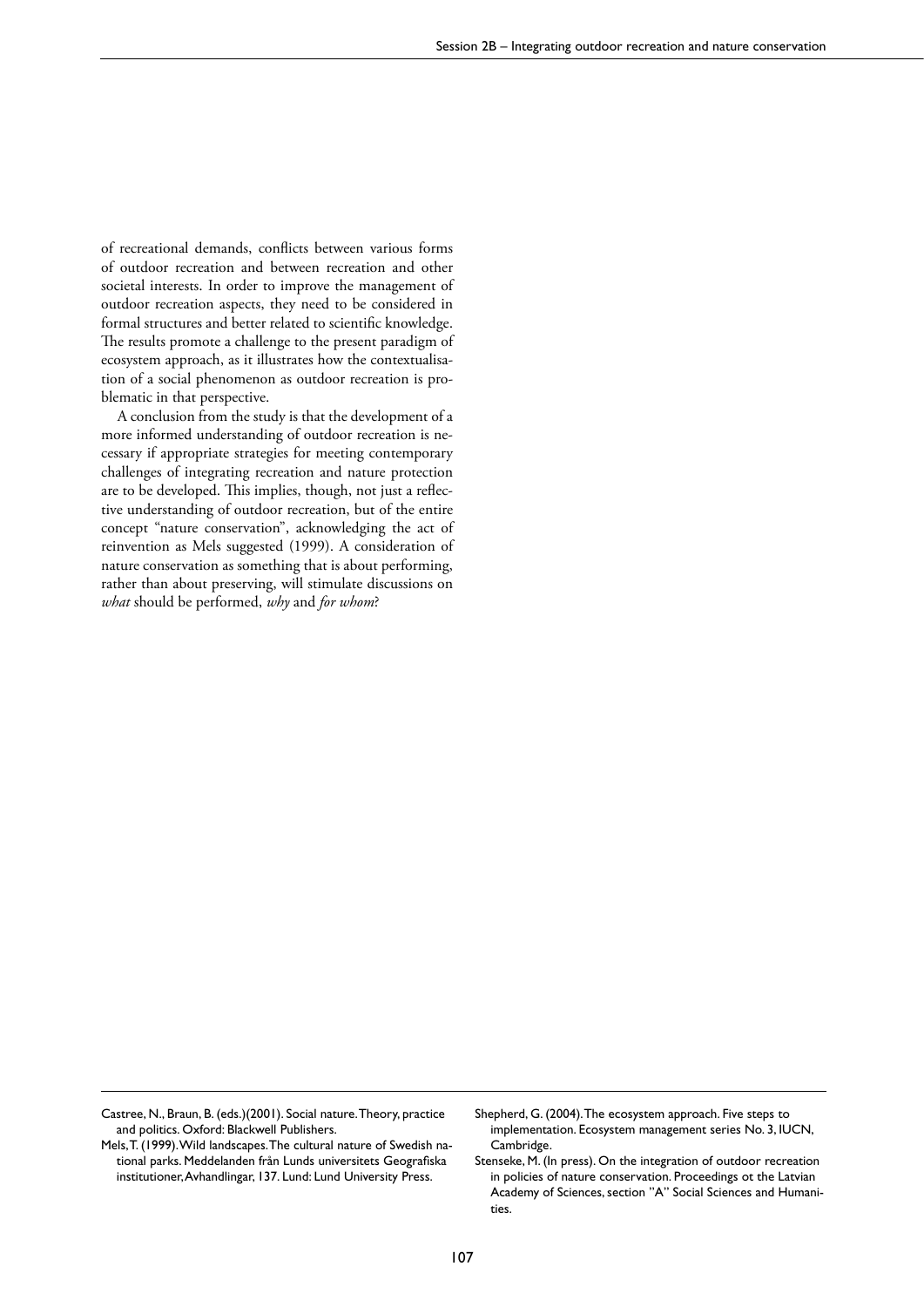of recreational demands, conflicts between various forms of outdoor recreation and between recreation and other societal interests. In order to improve the management of outdoor recreation aspects, they need to be considered in formal structures and better related to scientific knowledge. The results promote a challenge to the present paradigm of ecosystem approach, as it illustrates how the contextualisation of a social phenomenon as outdoor recreation is problematic in that perspective.

A conclusion from the study is that the development of a more informed understanding of outdoor recreation is necessary if appropriate strategies for meeting contemporary challenges of integrating recreation and nature protection are to be developed. This implies, though, not just a reflective understanding of outdoor recreation, but of the entire concept "nature conservation", acknowledging the act of reinvention as Mels suggested (1999). A consideration of nature conservation as something that is about performing, rather than about preserving, will stimulate discussions on *what* should be performed, *why* and *for whom*?

---

Castree, N., Braun, B. (eds.)(2001). Social nature. Theory, practice and politics. Oxford: Blackwell Publishers.

Mels, T. (1999). Wild landscapes. The cultural nature of Swedish national parks. Meddelanden från Lunds universitets Geografiska institutioner, Avhandlingar, 137. Lund: Lund University Press.

Shepherd, G. (2004). The ecosystem approach. Five steps to implementation. Ecosystem management series No. 3, IUCN, Cambridge.

Stenseke, M. (In press). On the integration of outdoor recreation in policies of nature conservation. Proceedings ot the Latvian Academy of Sciences, section "A" Social Sciences and Humanities.